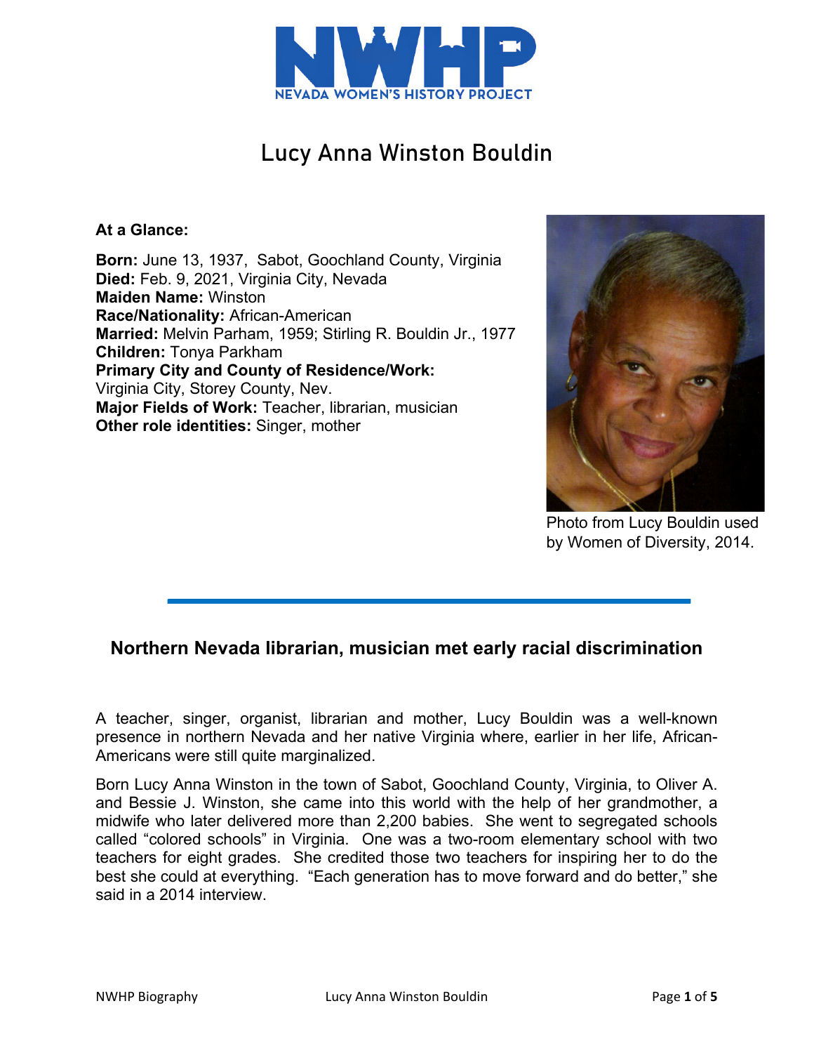# Lucy Anna Winston Bouldin

**At a Glance:**

**Born:** June 13, 1937, Sabot, Goochland County, Virginia
**Died:** Feb. 9, 2021, Virginia City, Nevada
**Maiden Name:** Winston
**Race/Nationality:** African-American
**Married:** Melvin Parham, 1959; Stirling R. Bouldin Jr., 1977
**Children:** Tonya Parkham
**Primary City and County of Residence/Work:**
Virginia City, Storey County, Nev.
**Major Fields of Work:** Teacher, librarian, musician
**Other role identities:** Singer, mother

Photo from Lucy Bouldin used by Women of Diversity, 2014.

## Northern Nevada librarian, musician met early racial discrimination

A teacher, singer, organist, librarian and mother, Lucy Bouldin was a well-known presence in northern Nevada and her native Virginia where, earlier in her life, African-Americans were still quite marginalized.

Born Lucy Anna Winston in the town of Sabot, Goochland County, Virginia, to Oliver A. and Bessie J. Winston, she came into this world with the help of her grandmother, a midwife who later delivered more than 2,200 babies. She went to segregated schools called "colored schools" in Virginia. One was a two-room elementary school with two teachers for eight grades. She credited those two teachers for inspiring her to do the best she could at everything. "Each generation has to move forward and do better," she said in a 2014 interview.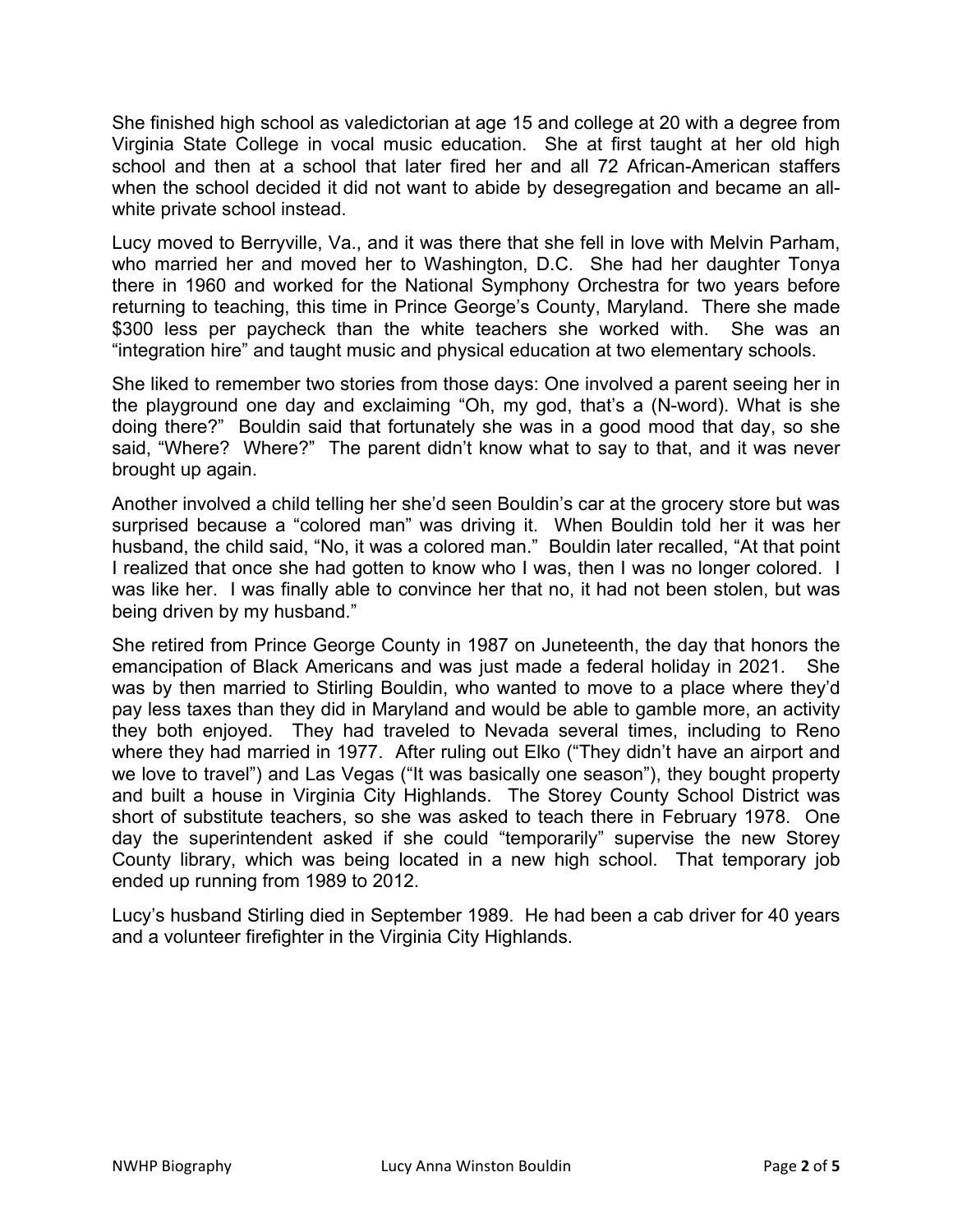She finished high school as valedictorian at age 15 and college at 20 with a degree from Virginia State College in vocal music education. She at first taught at her old high school and then at a school that later fired her and all 72 African-American staffers when the school decided it did not want to abide by desegregation and became an all-white private school instead.

Lucy moved to Berryville, Va., and it was there that she fell in love with Melvin Parham, who married her and moved her to Washington, D.C. She had her daughter Tonya there in 1960 and worked for the National Symphony Orchestra for two years before returning to teaching, this time in Prince George's County, Maryland. There she made $300 less per paycheck than the white teachers she worked with. She was an "integration hire" and taught music and physical education at two elementary schools.

She liked to remember two stories from those days: One involved a parent seeing her in the playground one day and exclaiming "Oh, my god, that's a (N-word). What is she doing there?" Bouldin said that fortunately she was in a good mood that day, so she said, "Where? Where?" The parent didn't know what to say to that, and it was never brought up again.

Another involved a child telling her she'd seen Bouldin's car at the grocery store but was surprised because a "colored man" was driving it. When Bouldin told her it was her husband, the child said, "No, it was a colored man." Bouldin later recalled, "At that point I realized that once she had gotten to know who I was, then I was no longer colored. I was like her. I was finally able to convince her that no, it had not been stolen, but was being driven by my husband."

She retired from Prince George County in 1987 on Juneteenth, the day that honors the emancipation of Black Americans and was just made a federal holiday in 2021. She was by then married to Stirling Bouldin, who wanted to move to a place where they'd pay less taxes than they did in Maryland and would be able to gamble more, an activity they both enjoyed. They had traveled to Nevada several times, including to Reno where they had married in 1977. After ruling out Elko ("They didn't have an airport and we love to travel") and Las Vegas ("It was basically one season"), they bought property and built a house in Virginia City Highlands. The Storey County School District was short of substitute teachers, so she was asked to teach there in February 1978. One day the superintendent asked if she could "temporarily" supervise the new Storey County library, which was being located in a new high school. That temporary job ended up running from 1989 to 2012.

Lucy's husband Stirling died in September 1989. He had been a cab driver for 40 years and a volunteer firefighter in the Virginia City Highlands.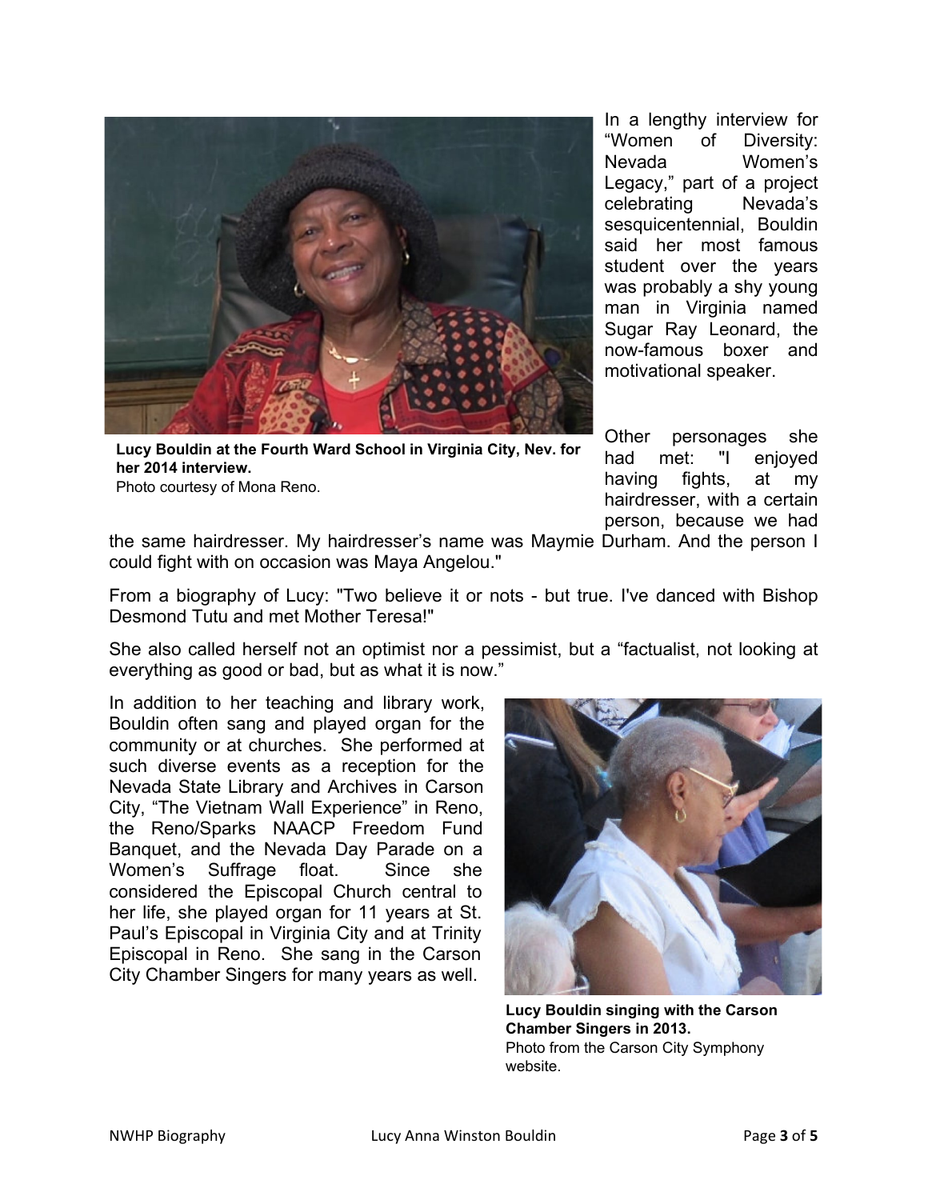Lucy Bouldin at the Fourth Ward School in Virginia City, Nev. for her 2014 interview.

Photo courtesy of Mona Reno.

In a lengthy interview for "Women of Diversity: Nevada Women's Legacy," part of a project celebrating Nevada's sesquicentennial, Bouldin said her most famous student over the years was probably a shy young man in Virginia named Sugar Ray Leonard, the now-famous boxer and motivational speaker.

Other personages she had met: "I enjoyed having fights, at my hairdresser, with a certain person, because we had the same hairdresser. My hairdresser's name was Maymie Durham. And the person I could fight with on occasion was Maya Angelou."

From a biography of Lucy: "Two believe it or nots - but true. I've danced with Bishop Desmond Tutu and met Mother Teresa!"

She also called herself not an optimist nor a pessimist, but a "factualist, not looking at everything as good or bad, but as what it is now."

In addition to her teaching and library work, Bouldin often sang and played organ for the community or at churches. She performed at such diverse events as a reception for the Nevada State Library and Archives in Carson City, "The Vietnam Wall Experience" in Reno, the Reno/Sparks NAACP Freedom Fund Banquet, and the Nevada Day Parade on a Women's Suffrage float. Since she considered the Episcopal Church central to her life, she played organ for 11 years at St. Paul's Episcopal in Virginia City and at Trinity Episcopal in Reno. She sang in the Carson City Chamber Singers for many years as well.

Lucy Bouldin singing with the Carson Chamber Singers in 2013.

Photo from the Carson City Symphony website.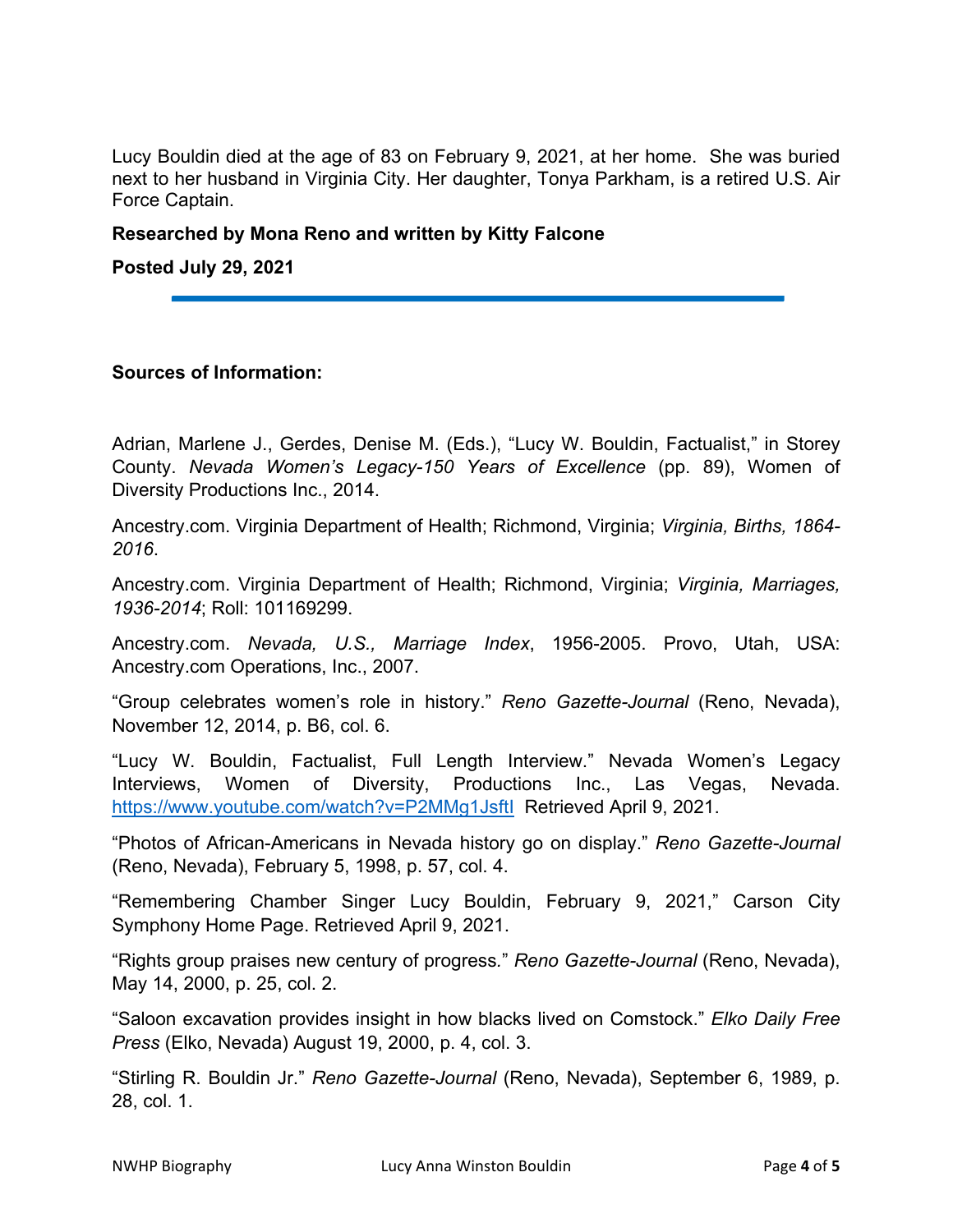Lucy Bouldin died at the age of 83 on February 9, 2021, at her home. She was buried next to her husband in Virginia City. Her daughter, Tonya Parkham, is a retired U.S. Air Force Captain.

**Researched by Mona Reno and written by Kitty Falcone**

**Posted July 29, 2021**

---

**Sources of Information:**

Adrian, Marlene J., Gerdes, Denise M. (Eds.), "Lucy W. Bouldin, Factualist," in Storey County. *Nevada Women's Legacy-150 Years of Excellence* (pp. 89), Women of Diversity Productions Inc., 2014.

Ancestry.com. Virginia Department of Health; Richmond, Virginia; *Virginia, Births, 1864-2016*.

Ancestry.com. Virginia Department of Health; Richmond, Virginia; *Virginia, Marriages, 1936-2014*; Roll: 101169299.

Ancestry.com. *Nevada, U.S., Marriage Index*, 1956-2005. Provo, Utah, USA: Ancestry.com Operations, Inc., 2007.

"Group celebrates women's role in history." *Reno Gazette-Journal* (Reno, Nevada), November 12, 2014, p. B6, col. 6.

"Lucy W. Bouldin, Factualist, Full Length Interview." Nevada Women's Legacy Interviews, Women of Diversity, Productions Inc., Las Vegas, Nevada. https://www.youtube.com/watch?v=P2MMg1JsftI Retrieved April 9, 2021.

"Photos of African-Americans in Nevada history go on display." *Reno Gazette-Journal* (Reno, Nevada), February 5, 1998, p. 57, col. 4.

"Remembering Chamber Singer Lucy Bouldin, February 9, 2021," Carson City Symphony Home Page. Retrieved April 9, 2021.

"Rights group praises new century of progress." *Reno Gazette-Journal* (Reno, Nevada), May 14, 2000, p. 25, col. 2.

"Saloon excavation provides insight in how blacks lived on Comstock." *Elko Daily Free Press* (Elko, Nevada) August 19, 2000, p. 4, col. 3.

"Stirling R. Bouldin Jr." *Reno Gazette-Journal* (Reno, Nevada), September 6, 1989, p. 28, col. 1.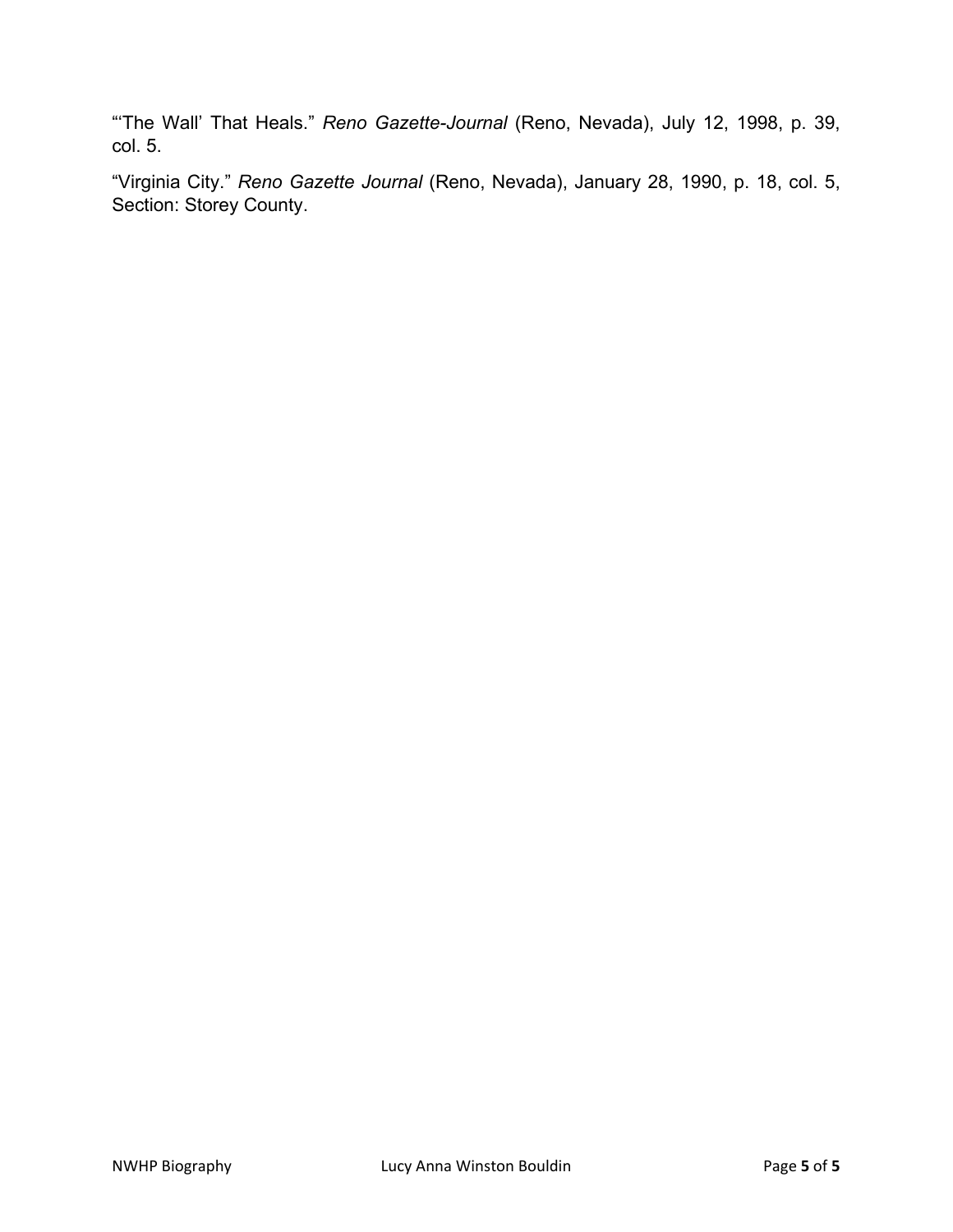"'The Wall' That Heals." *Reno Gazette-Journal* (Reno, Nevada), July 12, 1998, p. 39, col. 5.

"Virginia City." *Reno Gazette Journal* (Reno, Nevada), January 28, 1990, p. 18, col. 5, Section: Storey County.